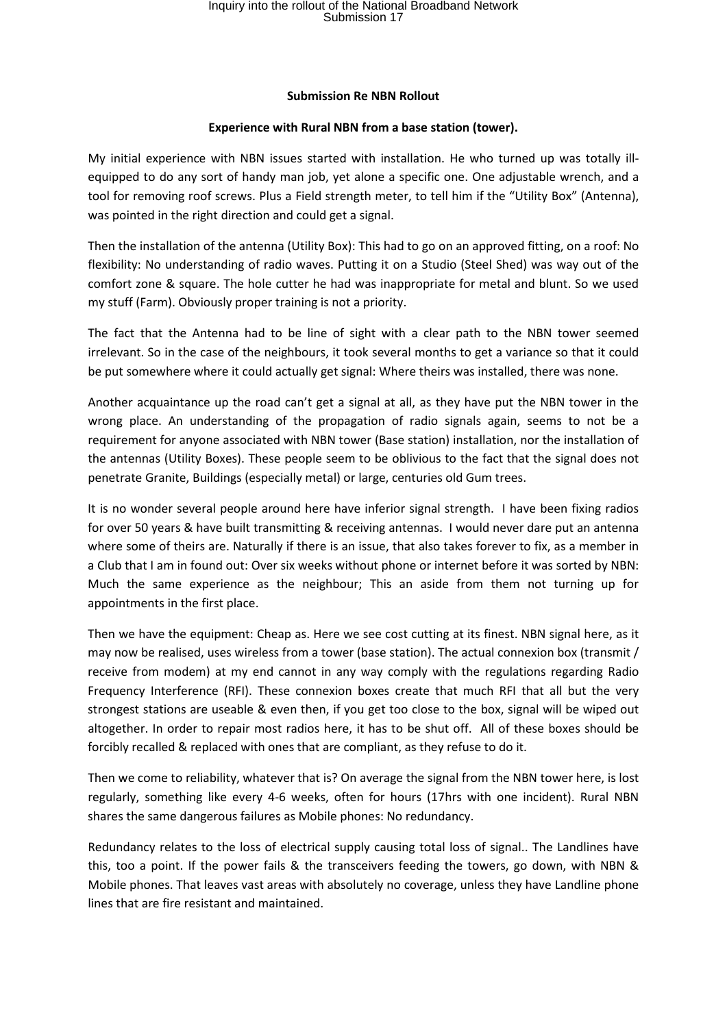**Submission Re NBN Rollout**

**Experience with Rural NBN from a base station (tower).**

My initial experience with NBN issues started with installation. He who turned up was totally ill-equipped to do any sort of handy man job, yet alone a specific one. One adjustable wrench, and a tool for removing roof screws. Plus a Field strength meter, to tell him if the "Utility Box" (Antenna), was pointed in the right direction and could get a signal.

Then the installation of the antenna (Utility Box): This had to go on an approved fitting, on a roof: No flexibility: No understanding of radio waves. Putting it on a Studio (Steel Shed) was way out of the comfort zone & square. The hole cutter he had was inappropriate for metal and blunt. So we used my stuff (Farm). Obviously proper training is not a priority.

The fact that the Antenna had to be line of sight with a clear path to the NBN tower seemed irrelevant. So in the case of the neighbours, it took several months to get a variance so that it could be put somewhere where it could actually get signal: Where theirs was installed, there was none.

Another acquaintance up the road can't get a signal at all, as they have put the NBN tower in the wrong place. An understanding of the propagation of radio signals again, seems to not be a requirement for anyone associated with NBN tower (Base station) installation, nor the installation of the antennas (Utility Boxes). These people seem to be oblivious to the fact that the signal does not penetrate Granite, Buildings (especially metal) or large, centuries old Gum trees.

It is no wonder several people around here have inferior signal strength. I have been fixing radios for over 50 years & have built transmitting & receiving antennas. I would never dare put an antenna where some of theirs are. Naturally if there is an issue, that also takes forever to fix, as a member in a Club that I am in found out: Over six weeks without phone or internet before it was sorted by NBN: Much the same experience as the neighbour; This an aside from them not turning up for appointments in the first place.

Then we have the equipment: Cheap as. Here we see cost cutting at its finest. NBN signal here, as it may now be realised, uses wireless from a tower (base station). The actual connexion box (transmit / receive from modem) at my end cannot in any way comply with the regulations regarding Radio Frequency Interference (RFI). These connexion boxes create that much RFI that all but the very strongest stations are useable & even then, if you get too close to the box, signal will be wiped out altogether. In order to repair most radios here, it has to be shut off. All of these boxes should be forcibly recalled & replaced with ones that are compliant, as they refuse to do it.

Then we come to reliability, whatever that is? On average the signal from the NBN tower here, is lost regularly, something like every 4-6 weeks, often for hours (17hrs with one incident). Rural NBN shares the same dangerous failures as Mobile phones: No redundancy.

Redundancy relates to the loss of electrical supply causing total loss of signal.. The Landlines have this, too a point. If the power fails & the transceivers feeding the towers, go down, with NBN & Mobile phones. That leaves vast areas with absolutely no coverage, unless they have Landline phone lines that are fire resistant and maintained.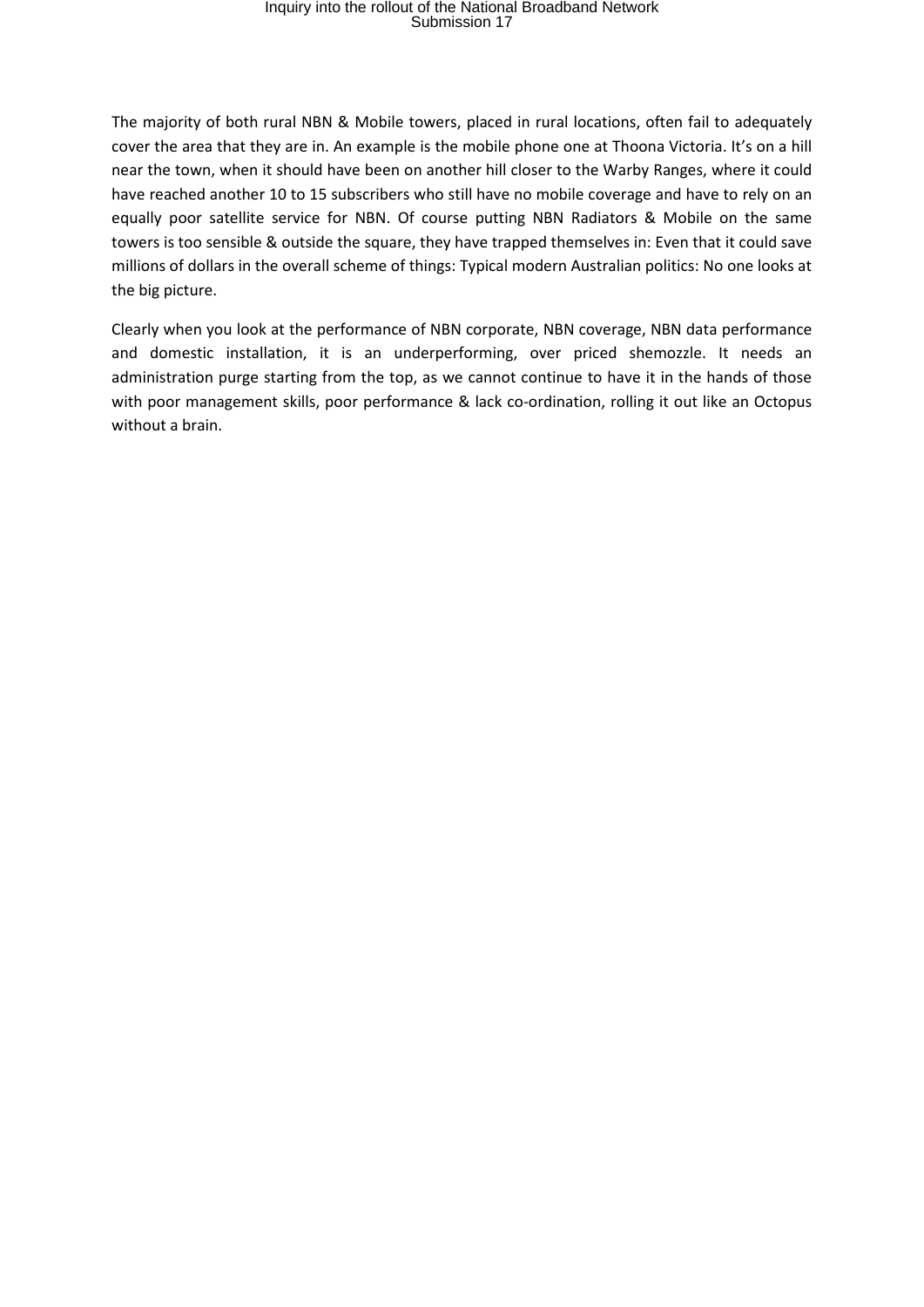The majority of both rural NBN & Mobile towers, placed in rural locations, often fail to adequately cover the area that they are in. An example is the mobile phone one at Thoona Victoria. It's on a hill near the town, when it should have been on another hill closer to the Warby Ranges, where it could have reached another 10 to 15 subscribers who still have no mobile coverage and have to rely on an equally poor satellite service for NBN. Of course putting NBN Radiators & Mobile on the same towers is too sensible & outside the square, they have trapped themselves in: Even that it could save millions of dollars in the overall scheme of things: Typical modern Australian politics: No one looks at the big picture.

Clearly when you look at the performance of NBN corporate, NBN coverage, NBN data performance and domestic installation, it is an underperforming, over priced shemozzle. It needs an administration purge starting from the top, as we cannot continue to have it in the hands of those with poor management skills, poor performance & lack co-ordination, rolling it out like an Octopus without a brain.